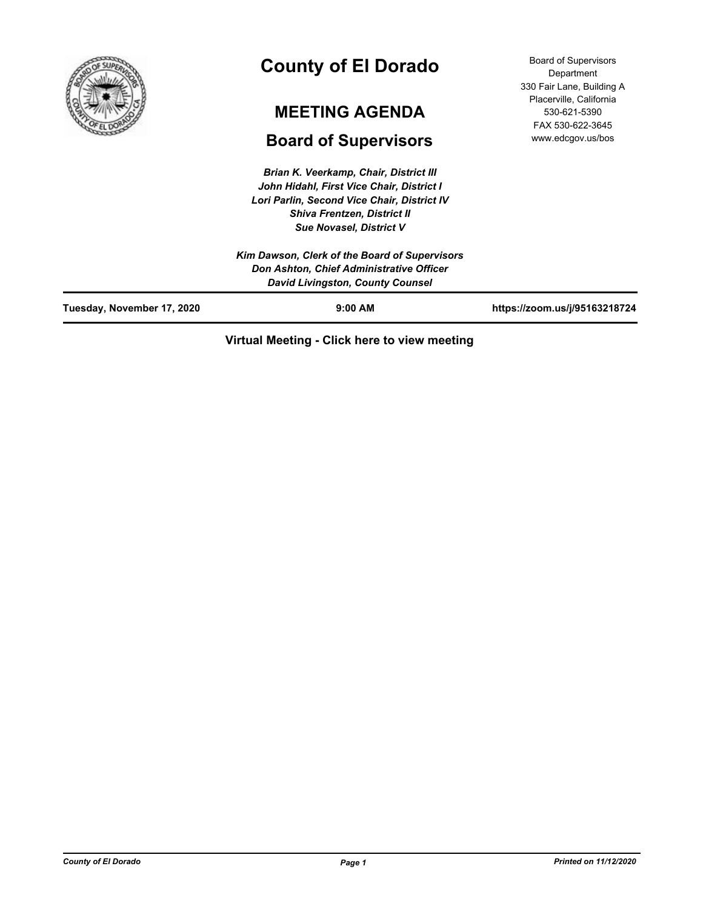# County of El Dorado

## MEETING AGENDA

## Board of Supervisors

Board of Supervisors Department
330 Fair Lane, Building A
Placerville, California
530-621-5390
FAX 530-622-3645
www.edcgov.us/bos

*Brian K. Veerkamp, Chair, District III*
*John Hidahl, First Vice Chair, District I*
*Lori Parlin, Second Vice Chair, District IV*
*Shiva Frentzen, District II*
*Sue Novasel, District V*

*Kim Dawson, Clerk of the Board of Supervisors*
*Don Ashton, Chief Administrative Officer*
*David Livingston, County Counsel*

**Tuesday, November 17, 2020** | **9:00 AM** | **https://zoom.us/j/95163218724**

**Virtual Meeting - Click here to view meeting**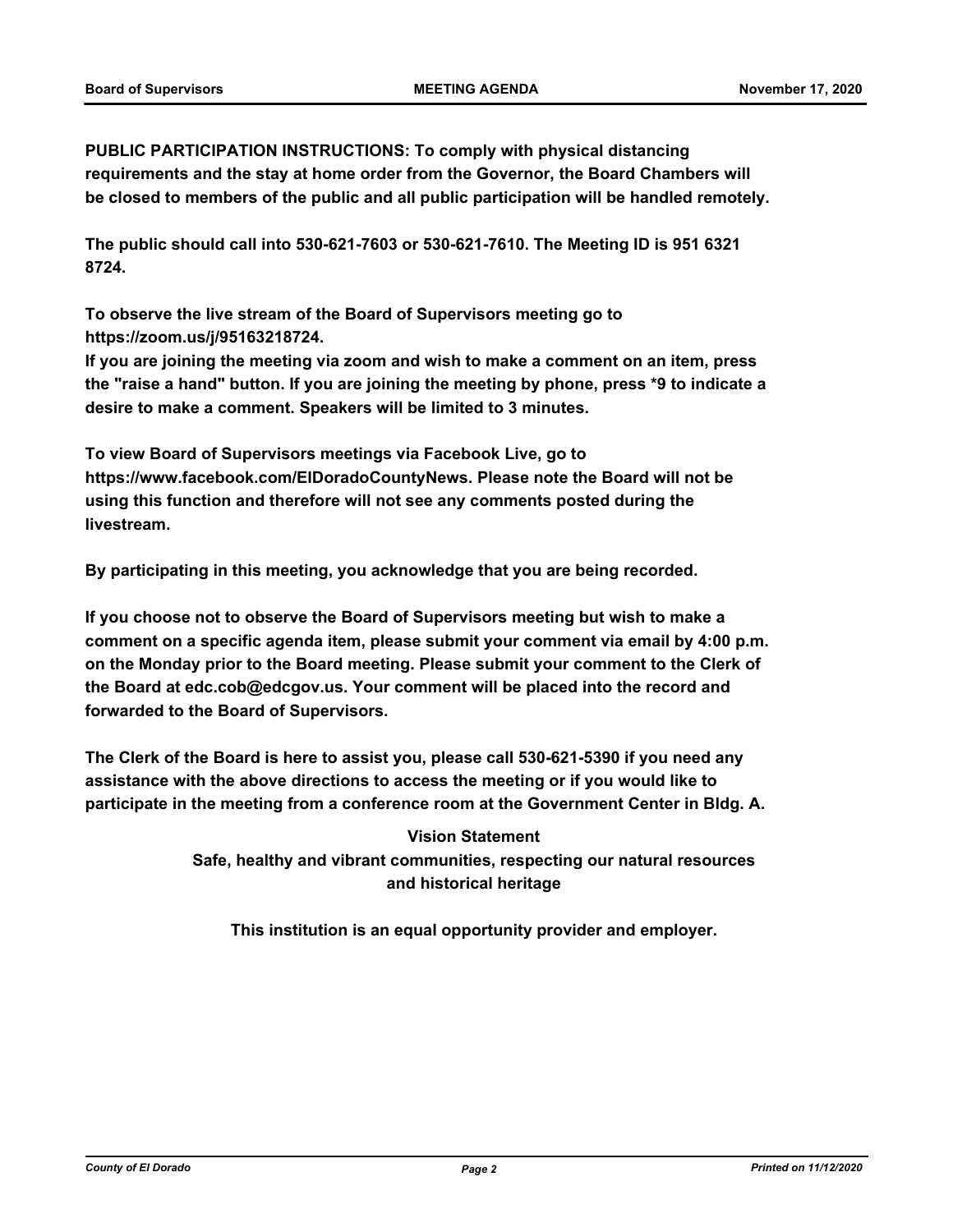**PUBLIC PARTICIPATION INSTRUCTIONS: To comply with physical distancing requirements and the stay at home order from the Governor, the Board Chambers will be closed to members of the public and all public participation will be handled remotely.**

**The public should call into 530-621-7603 or 530-621-7610. The Meeting ID is 951 6321 8724.**

**To observe the live stream of the Board of Supervisors meeting go to https://zoom.us/j/95163218724.**

**If you are joining the meeting via zoom and wish to make a comment on an item, press the "raise a hand" button. If you are joining the meeting by phone, press *9 to indicate a desire to make a comment. Speakers will be limited to 3 minutes.**

**To view Board of Supervisors meetings via Facebook Live, go to https://www.facebook.com/ElDoradoCountyNews. Please note the Board will not be using this function and therefore will not see any comments posted during the livestream.**

**By participating in this meeting, you acknowledge that you are being recorded.**

**If you choose not to observe the Board of Supervisors meeting but wish to make a comment on a specific agenda item, please submit your comment via email by 4:00 p.m. on the Monday prior to the Board meeting. Please submit your comment to the Clerk of the Board at edc.cob@edcgov.us. Your comment will be placed into the record and forwarded to the Board of Supervisors.**

**The Clerk of the Board is here to assist you, please call 530-621-5390 if you need any assistance with the above directions to access the meeting or if you would like to participate in the meeting from a conference room at the Government Center in Bldg. A.**

**Vision Statement**

**Safe, healthy and vibrant communities, respecting our natural resources and historical heritage**

**This institution is an equal opportunity provider and employer.**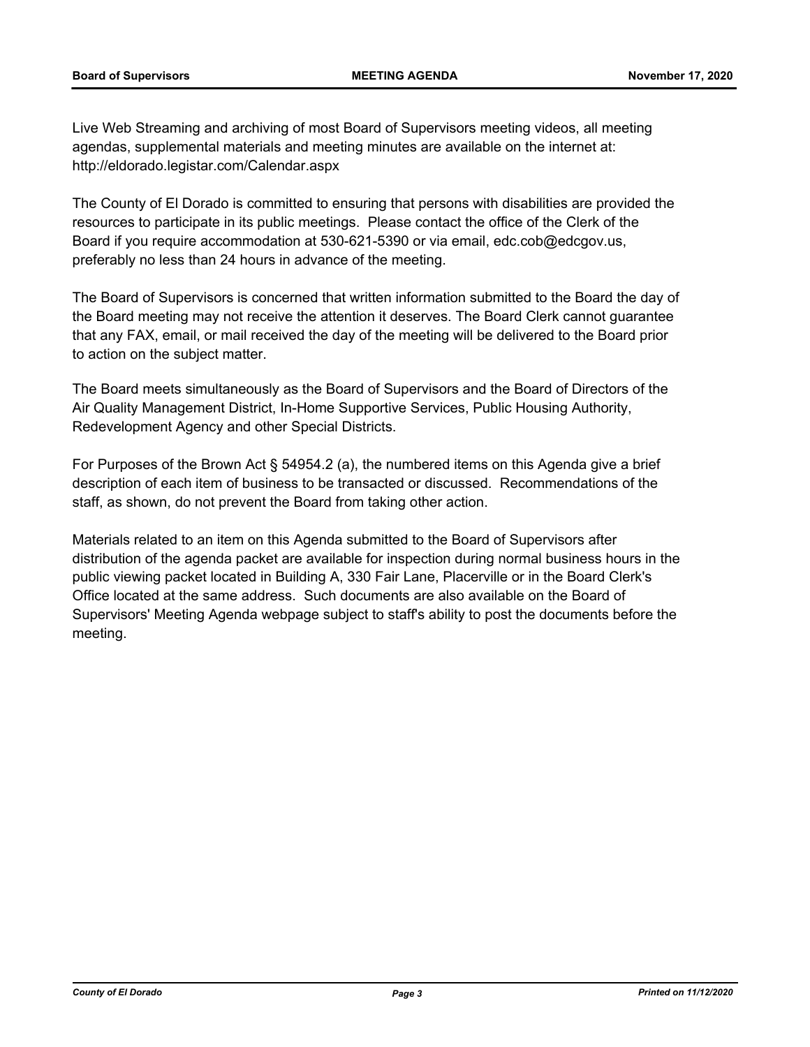Live Web Streaming and archiving of most Board of Supervisors meeting videos, all meeting agendas, supplemental materials and meeting minutes are available on the internet at: http://eldorado.legistar.com/Calendar.aspx

The County of El Dorado is committed to ensuring that persons with disabilities are provided the resources to participate in its public meetings. Please contact the office of the Clerk of the Board if you require accommodation at 530-621-5390 or via email, edc.cob@edcgov.us, preferably no less than 24 hours in advance of the meeting.

The Board of Supervisors is concerned that written information submitted to the Board the day of the Board meeting may not receive the attention it deserves. The Board Clerk cannot guarantee that any FAX, email, or mail received the day of the meeting will be delivered to the Board prior to action on the subject matter.

The Board meets simultaneously as the Board of Supervisors and the Board of Directors of the Air Quality Management District, In-Home Supportive Services, Public Housing Authority, Redevelopment Agency and other Special Districts.

For Purposes of the Brown Act § 54954.2 (a), the numbered items on this Agenda give a brief description of each item of business to be transacted or discussed. Recommendations of the staff, as shown, do not prevent the Board from taking other action.

Materials related to an item on this Agenda submitted to the Board of Supervisors after distribution of the agenda packet are available for inspection during normal business hours in the public viewing packet located in Building A, 330 Fair Lane, Placerville or in the Board Clerk's Office located at the same address. Such documents are also available on the Board of Supervisors' Meeting Agenda webpage subject to staff's ability to post the documents before the meeting.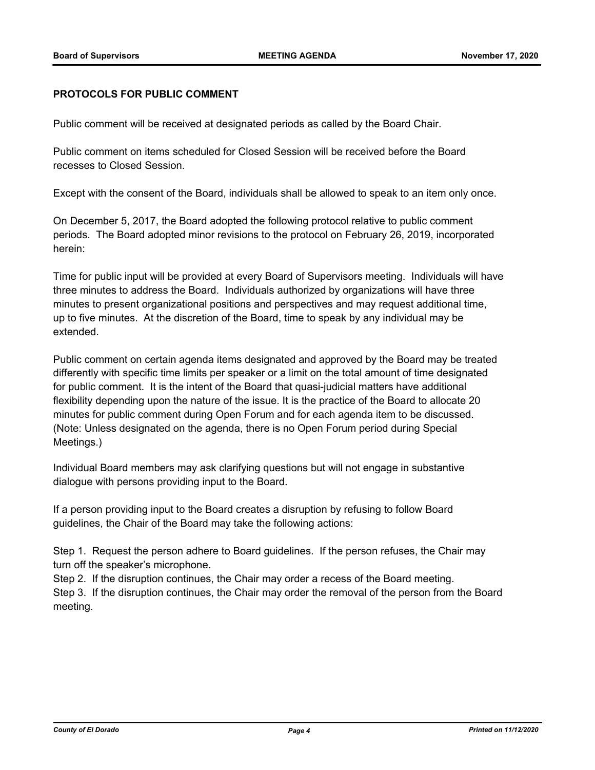## PROTOCOLS FOR PUBLIC COMMENT

Public comment will be received at designated periods as called by the Board Chair.

Public comment on items scheduled for Closed Session will be received before the Board recesses to Closed Session.

Except with the consent of the Board, individuals shall be allowed to speak to an item only once.

On December 5, 2017, the Board adopted the following protocol relative to public comment periods. The Board adopted minor revisions to the protocol on February 26, 2019, incorporated herein:

Time for public input will be provided at every Board of Supervisors meeting. Individuals will have three minutes to address the Board. Individuals authorized by organizations will have three minutes to present organizational positions and perspectives and may request additional time, up to five minutes. At the discretion of the Board, time to speak by any individual may be extended.

Public comment on certain agenda items designated and approved by the Board may be treated differently with specific time limits per speaker or a limit on the total amount of time designated for public comment. It is the intent of the Board that quasi-judicial matters have additional flexibility depending upon the nature of the issue. It is the practice of the Board to allocate 20 minutes for public comment during Open Forum and for each agenda item to be discussed. (Note: Unless designated on the agenda, there is no Open Forum period during Special Meetings.)

Individual Board members may ask clarifying questions but will not engage in substantive dialogue with persons providing input to the Board.

If a person providing input to the Board creates a disruption by refusing to follow Board guidelines, the Chair of the Board may take the following actions:

Step 1. Request the person adhere to Board guidelines. If the person refuses, the Chair may turn off the speaker's microphone.

Step 2. If the disruption continues, the Chair may order a recess of the Board meeting.

Step 3. If the disruption continues, the Chair may order the removal of the person from the Board meeting.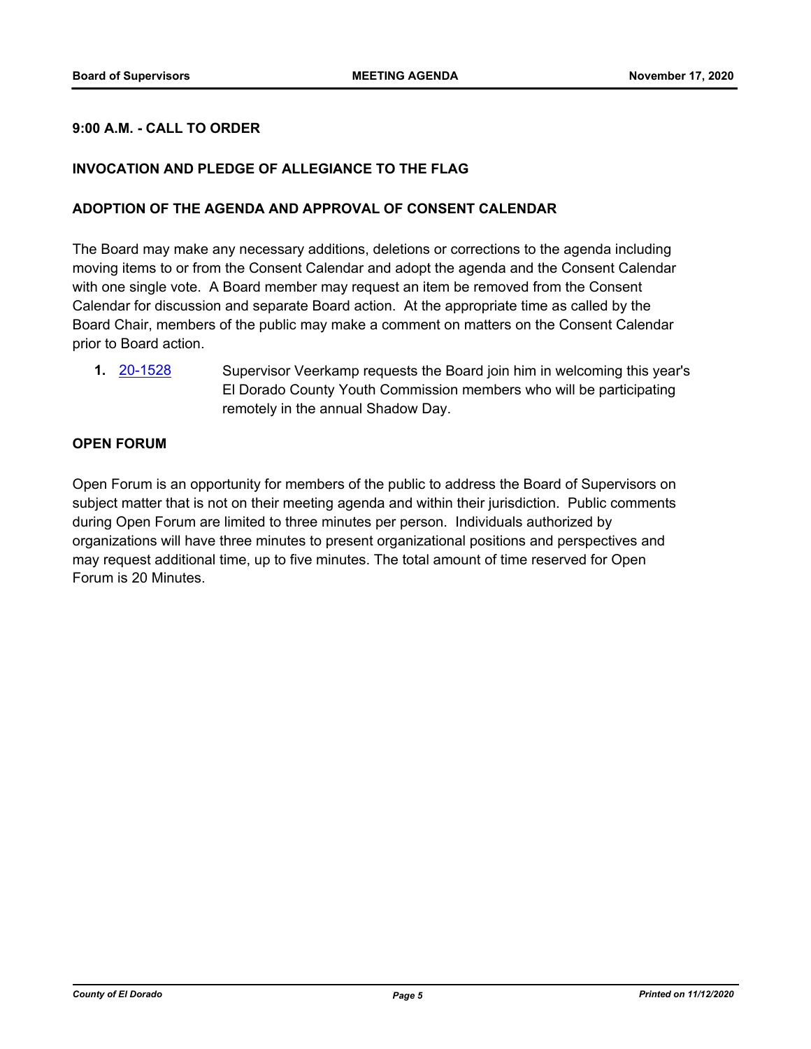**9:00 A.M. - CALL TO ORDER**

**INVOCATION AND PLEDGE OF ALLEGIANCE TO THE FLAG**

**ADOPTION OF THE AGENDA AND APPROVAL OF CONSENT CALENDAR**

The Board may make any necessary additions, deletions or corrections to the agenda including moving items to or from the Consent Calendar and adopt the agenda and the Consent Calendar with one single vote. A Board member may request an item be removed from the Consent Calendar for discussion and separate Board action. At the appropriate time as called by the Board Chair, members of the public may make a comment on matters on the Consent Calendar prior to Board action.

**1.** 20-1528 Supervisor Veerkamp requests the Board join him in welcoming this year's El Dorado County Youth Commission members who will be participating remotely in the annual Shadow Day.

**OPEN FORUM**

Open Forum is an opportunity for members of the public to address the Board of Supervisors on subject matter that is not on their meeting agenda and within their jurisdiction. Public comments during Open Forum are limited to three minutes per person. Individuals authorized by organizations will have three minutes to present organizational positions and perspectives and may request additional time, up to five minutes. The total amount of time reserved for Open Forum is 20 Minutes.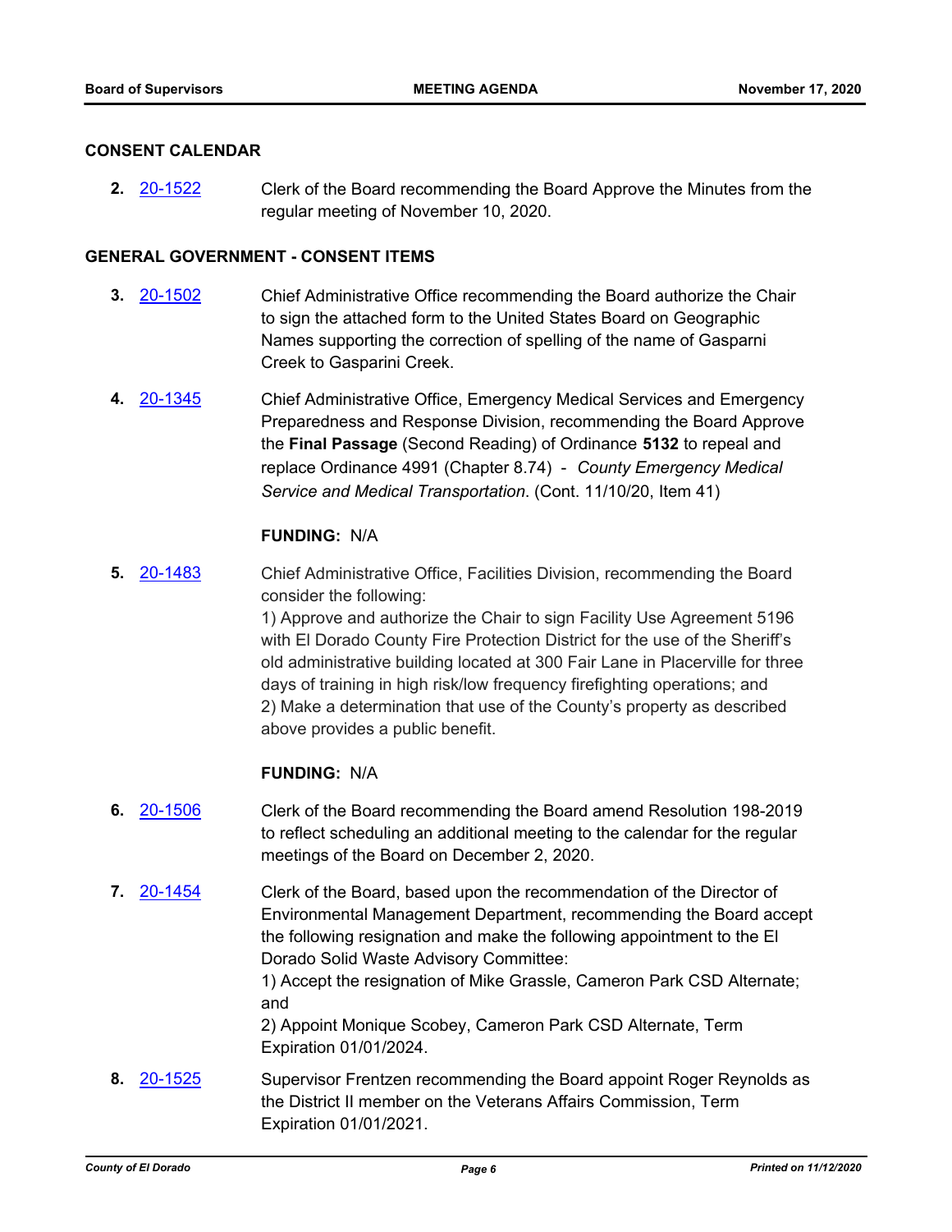## CONSENT CALENDAR

**2.** 20-1522 Clerk of the Board recommending the Board Approve the Minutes from the regular meeting of November 10, 2020.

## GENERAL GOVERNMENT - CONSENT ITEMS

**3.** 20-1502 Chief Administrative Office recommending the Board authorize the Chair to sign the attached form to the United States Board on Geographic Names supporting the correction of spelling of the name of Gasparni Creek to Gasparini Creek.

**4.** 20-1345 Chief Administrative Office, Emergency Medical Services and Emergency Preparedness and Response Division, recommending the Board Approve the **Final Passage** (Second Reading) of Ordinance **5132** to repeal and replace Ordinance 4991 (Chapter 8.74) - *County Emergency Medical Service and Medical Transportation*. (Cont. 11/10/20, Item 41)

**FUNDING:** N/A

**5.** 20-1483 Chief Administrative Office, Facilities Division, recommending the Board consider the following:
1) Approve and authorize the Chair to sign Facility Use Agreement 5196 with El Dorado County Fire Protection District for the use of the Sheriff's old administrative building located at 300 Fair Lane in Placerville for three days of training in high risk/low frequency firefighting operations; and
2) Make a determination that use of the County's property as described above provides a public benefit.

**FUNDING:** N/A

**6.** 20-1506 Clerk of the Board recommending the Board amend Resolution 198-2019 to reflect scheduling an additional meeting to the calendar for the regular meetings of the Board on December 2, 2020.

**7.** 20-1454 Clerk of the Board, based upon the recommendation of the Director of Environmental Management Department, recommending the Board accept the following resignation and make the following appointment to the El Dorado Solid Waste Advisory Committee:
1) Accept the resignation of Mike Grassle, Cameron Park CSD Alternate; and
2) Appoint Monique Scobey, Cameron Park CSD Alternate, Term Expiration 01/01/2024.

**8.** 20-1525 Supervisor Frentzen recommending the Board appoint Roger Reynolds as the District II member on the Veterans Affairs Commission, Term Expiration 01/01/2021.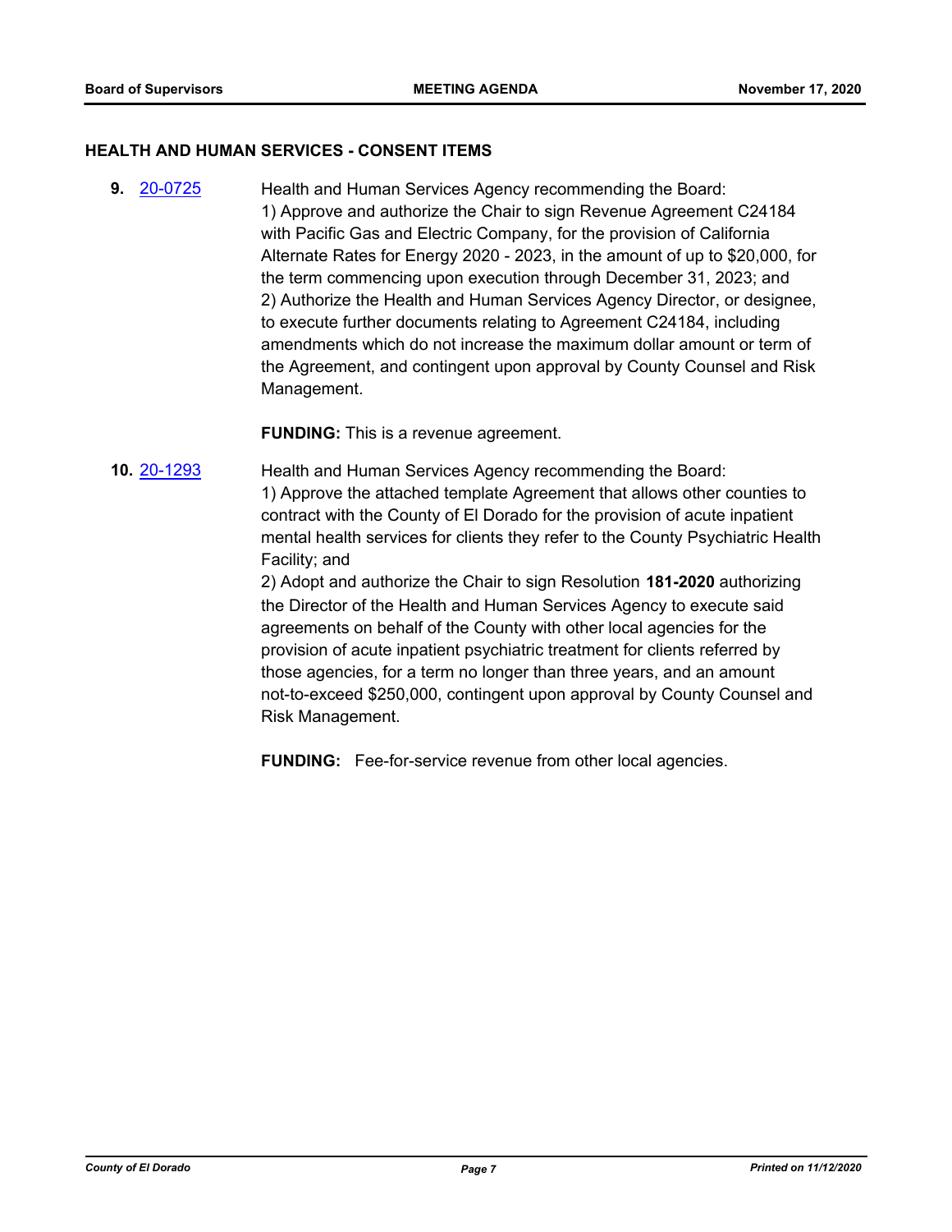### HEALTH AND HUMAN SERVICES - CONSENT ITEMS

**9.** [20-0725](20-0725) Health and Human Services Agency recommending the Board:
1) Approve and authorize the Chair to sign Revenue Agreement C24184 with Pacific Gas and Electric Company, for the provision of California Alternate Rates for Energy 2020 - 2023, in the amount of up to $20,000, for the term commencing upon execution through December 31, 2023; and
2) Authorize the Health and Human Services Agency Director, or designee, to execute further documents relating to Agreement C24184, including amendments which do not increase the maximum dollar amount or term of the Agreement, and contingent upon approval by County Counsel and Risk Management.

**FUNDING:** This is a revenue agreement.

**10.** [20-1293](20-1293) Health and Human Services Agency recommending the Board:
1) Approve the attached template Agreement that allows other counties to contract with the County of El Dorado for the provision of acute inpatient mental health services for clients they refer to the County Psychiatric Health Facility; and
2) Adopt and authorize the Chair to sign Resolution **181-2020** authorizing the Director of the Health and Human Services Agency to execute said agreements on behalf of the County with other local agencies for the provision of acute inpatient psychiatric treatment for clients referred by those agencies, for a term no longer than three years, and an amount not-to-exceed $250,000, contingent upon approval by County Counsel and Risk Management.

**FUNDING:** Fee-for-service revenue from other local agencies.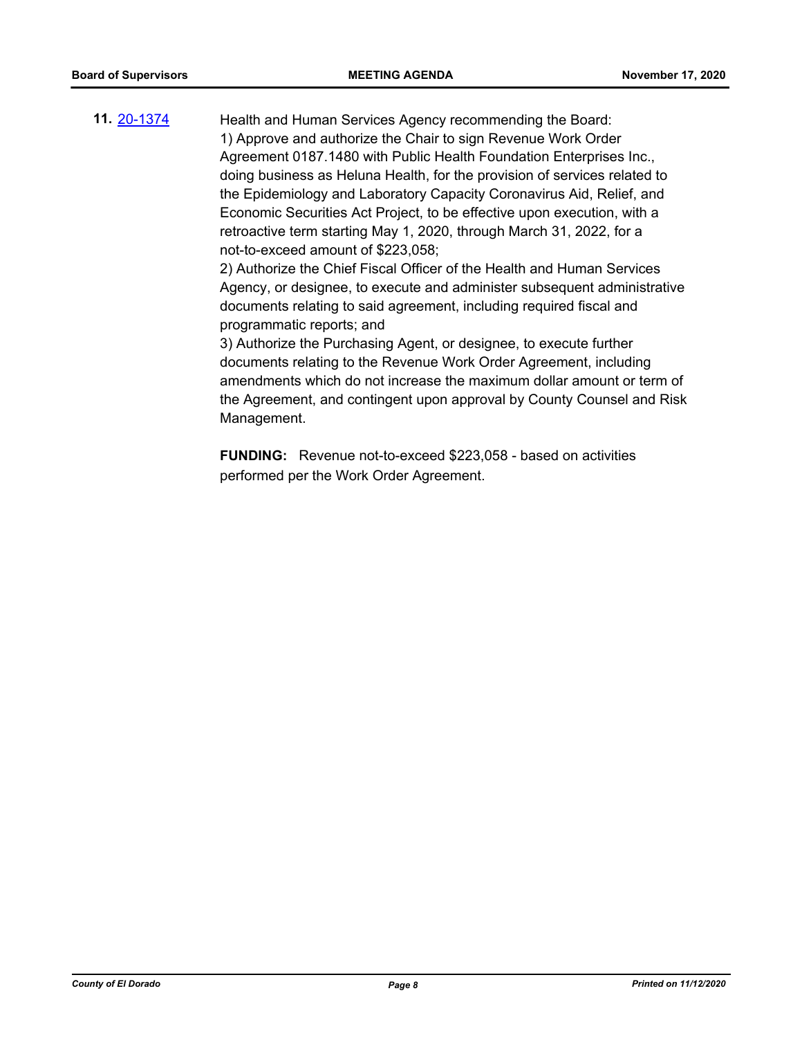**11.** [20-1374](20-1374)

Health and Human Services Agency recommending the Board:
1) Approve and authorize the Chair to sign Revenue Work Order Agreement 0187.1480 with Public Health Foundation Enterprises Inc., doing business as Heluna Health, for the provision of services related to the Epidemiology and Laboratory Capacity Coronavirus Aid, Relief, and Economic Securities Act Project, to be effective upon execution, with a retroactive term starting May 1, 2020, through March 31, 2022, for a not-to-exceed amount of $223,058;
2) Authorize the Chief Fiscal Officer of the Health and Human Services Agency, or designee, to execute and administer subsequent administrative documents relating to said agreement, including required fiscal and programmatic reports; and
3) Authorize the Purchasing Agent, or designee, to execute further documents relating to the Revenue Work Order Agreement, including amendments which do not increase the maximum dollar amount or term of the Agreement, and contingent upon approval by County Counsel and Risk Management.

**FUNDING:** Revenue not-to-exceed $223,058 - based on activities performed per the Work Order Agreement.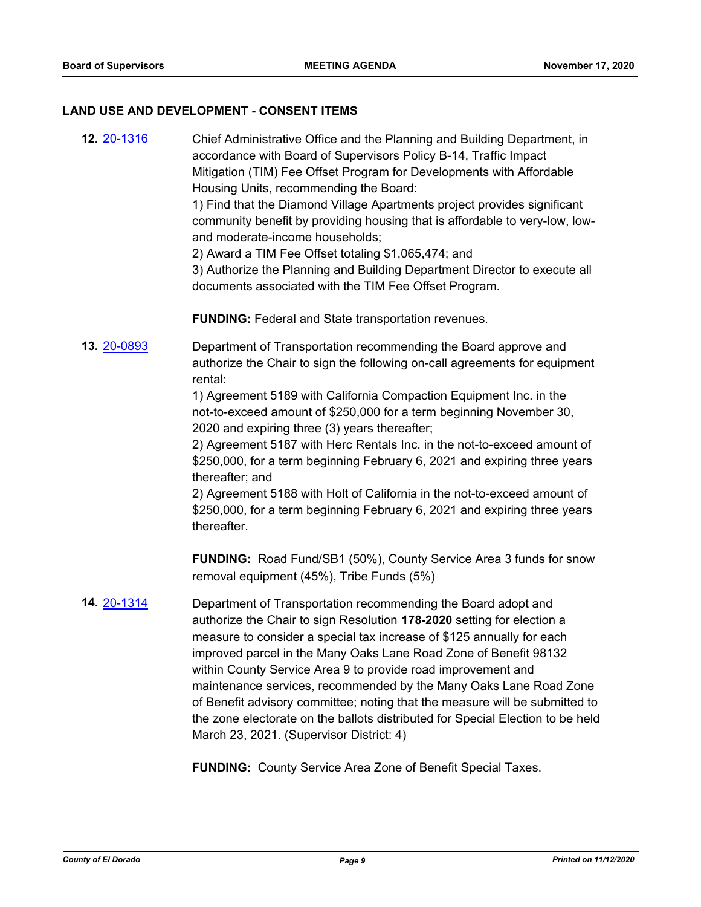## LAND USE AND DEVELOPMENT - CONSENT ITEMS

**12.** [20-1316](20-1316) Chief Administrative Office and the Planning and Building Department, in accordance with Board of Supervisors Policy B-14, Traffic Impact Mitigation (TIM) Fee Offset Program for Developments with Affordable Housing Units, recommending the Board:

1) Find that the Diamond Village Apartments project provides significant community benefit by providing housing that is affordable to very-low, low- and moderate-income households;
2) Award a TIM Fee Offset totaling $1,065,474; and
3) Authorize the Planning and Building Department Director to execute all documents associated with the TIM Fee Offset Program.

**FUNDING:** Federal and State transportation revenues.

**13.** [20-0893](20-0893) Department of Transportation recommending the Board approve and authorize the Chair to sign the following on-call agreements for equipment rental:

1) Agreement 5189 with California Compaction Equipment Inc. in the not-to-exceed amount of $250,000 for a term beginning November 30, 2020 and expiring three (3) years thereafter;
2) Agreement 5187 with Herc Rentals Inc. in the not-to-exceed amount of $250,000, for a term beginning February 6, 2021 and expiring three years thereafter; and
2) Agreement 5188 with Holt of California in the not-to-exceed amount of $250,000, for a term beginning February 6, 2021 and expiring three years thereafter.

**FUNDING:** Road Fund/SB1 (50%), County Service Area 3 funds for snow removal equipment (45%), Tribe Funds (5%)

**14.** [20-1314](20-1314) Department of Transportation recommending the Board adopt and authorize the Chair to sign Resolution **178-2020** setting for election a measure to consider a special tax increase of $125 annually for each improved parcel in the Many Oaks Lane Road Zone of Benefit 98132 within County Service Area 9 to provide road improvement and maintenance services, recommended by the Many Oaks Lane Road Zone of Benefit advisory committee; noting that the measure will be submitted to the zone electorate on the ballots distributed for Special Election to be held March 23, 2021. (Supervisor District: 4)

**FUNDING:** County Service Area Zone of Benefit Special Taxes.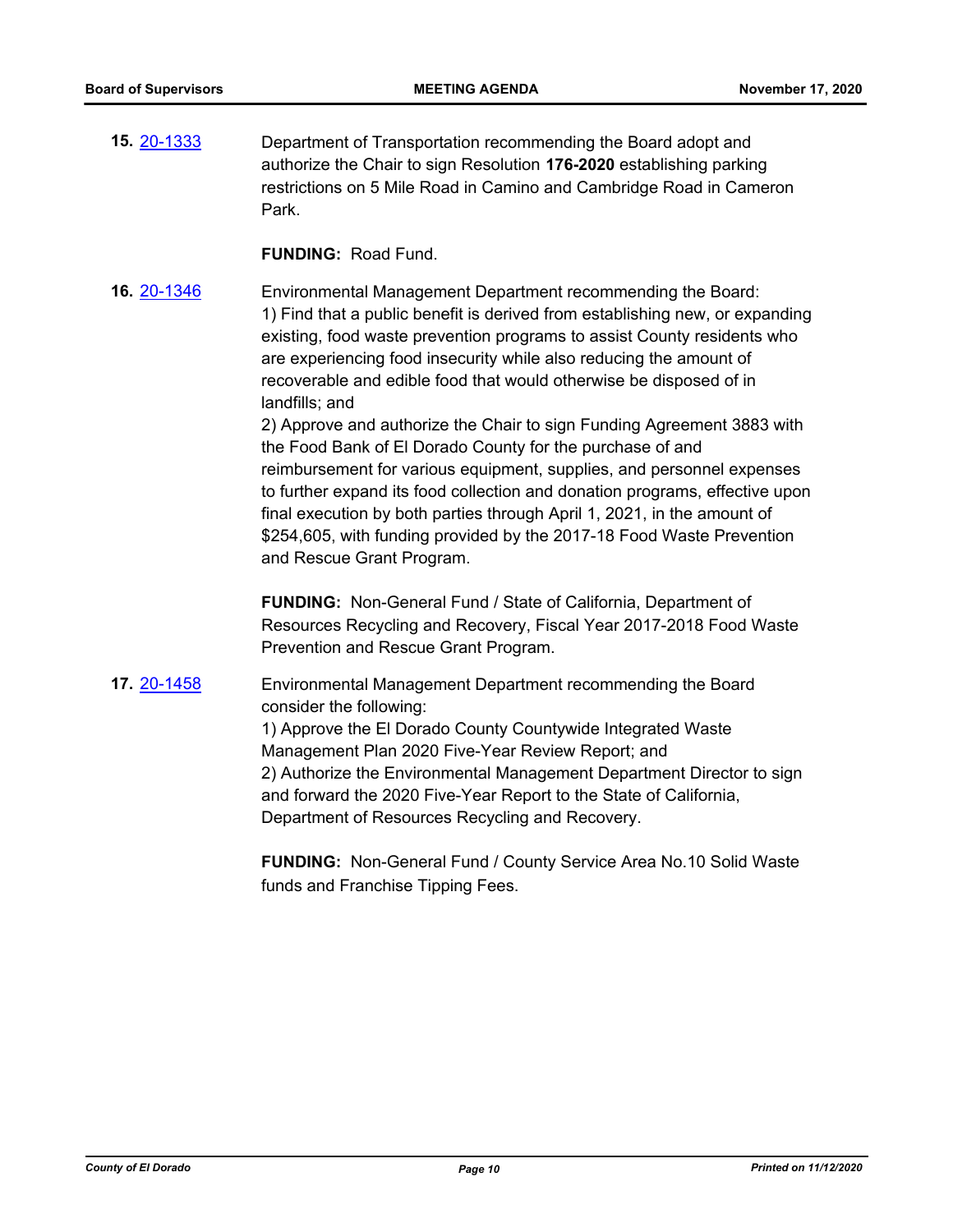**15.** 20-1333 Department of Transportation recommending the Board adopt and authorize the Chair to sign Resolution **176-2020** establishing parking restrictions on 5 Mile Road in Camino and Cambridge Road in Cameron Park.

**FUNDING:** Road Fund.

**16.** 20-1346 Environmental Management Department recommending the Board:
1) Find that a public benefit is derived from establishing new, or expanding existing, food waste prevention programs to assist County residents who are experiencing food insecurity while also reducing the amount of recoverable and edible food that would otherwise be disposed of in landfills; and
2) Approve and authorize the Chair to sign Funding Agreement 3883 with the Food Bank of El Dorado County for the purchase of and reimbursement for various equipment, supplies, and personnel expenses to further expand its food collection and donation programs, effective upon final execution by both parties through April 1, 2021, in the amount of $254,605, with funding provided by the 2017-18 Food Waste Prevention and Rescue Grant Program.

**FUNDING:** Non-General Fund / State of California, Department of Resources Recycling and Recovery, Fiscal Year 2017-2018 Food Waste Prevention and Rescue Grant Program.

**17.** 20-1458 Environmental Management Department recommending the Board consider the following:
1) Approve the El Dorado County Countywide Integrated Waste Management Plan 2020 Five-Year Review Report; and
2) Authorize the Environmental Management Department Director to sign and forward the 2020 Five-Year Report to the State of California, Department of Resources Recycling and Recovery.

**FUNDING:** Non-General Fund / County Service Area No.10 Solid Waste funds and Franchise Tipping Fees.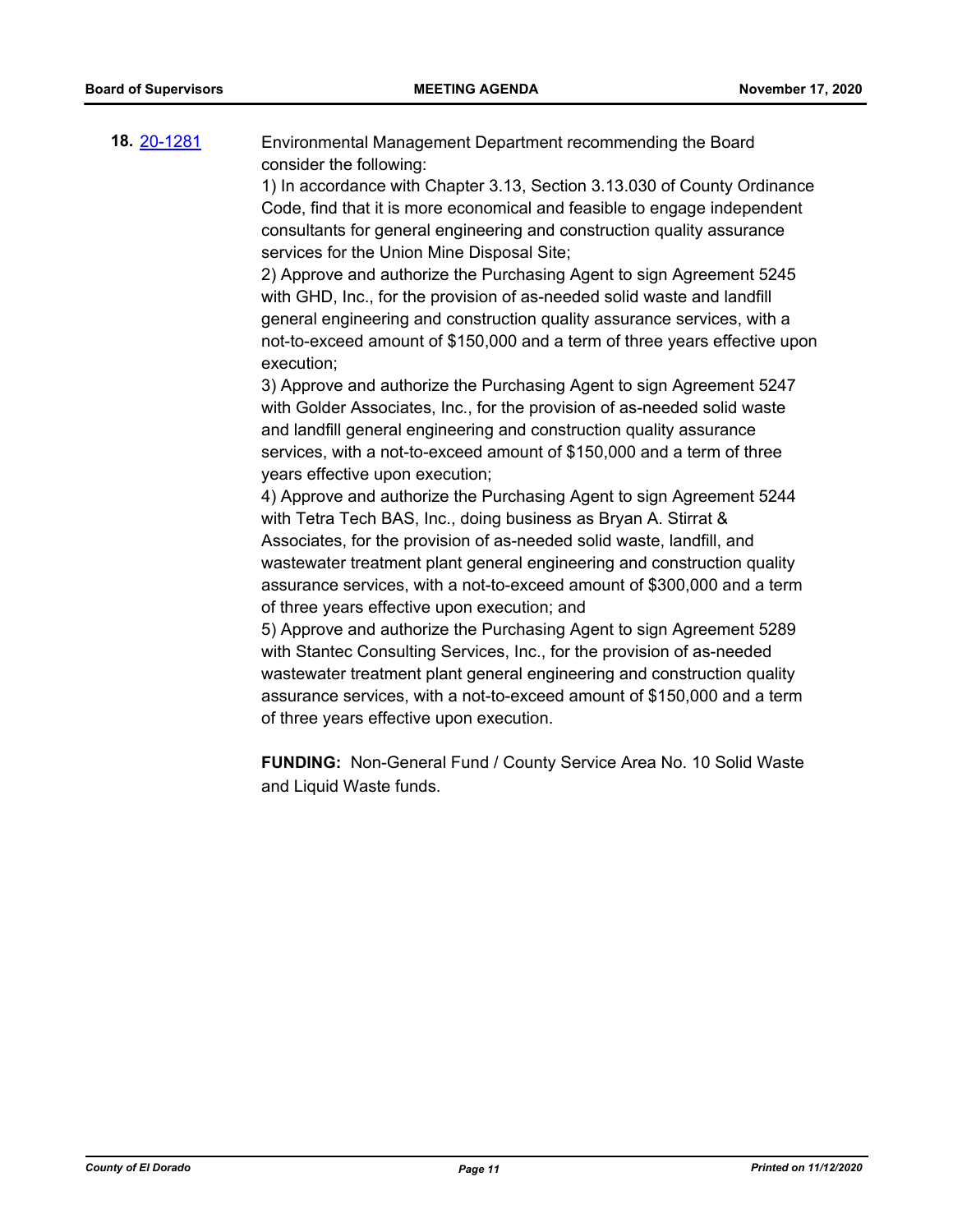**18.** [20-1281](20-1281)

Environmental Management Department recommending the Board consider the following:

1) In accordance with Chapter 3.13, Section 3.13.030 of County Ordinance Code, find that it is more economical and feasible to engage independent consultants for general engineering and construction quality assurance services for the Union Mine Disposal Site;

2) Approve and authorize the Purchasing Agent to sign Agreement 5245 with GHD, Inc., for the provision of as-needed solid waste and landfill general engineering and construction quality assurance services, with a not-to-exceed amount of $150,000 and a term of three years effective upon execution;

3) Approve and authorize the Purchasing Agent to sign Agreement 5247 with Golder Associates, Inc., for the provision of as-needed solid waste and landfill general engineering and construction quality assurance services, with a not-to-exceed amount of $150,000 and a term of three years effective upon execution;

4) Approve and authorize the Purchasing Agent to sign Agreement 5244 with Tetra Tech BAS, Inc., doing business as Bryan A. Stirrat & Associates, for the provision of as-needed solid waste, landfill, and wastewater treatment plant general engineering and construction quality assurance services, with a not-to-exceed amount of $300,000 and a term of three years effective upon execution; and

5) Approve and authorize the Purchasing Agent to sign Agreement 5289 with Stantec Consulting Services, Inc., for the provision of as-needed wastewater treatment plant general engineering and construction quality assurance services, with a not-to-exceed amount of $150,000 and a term of three years effective upon execution.

**FUNDING:** Non-General Fund / County Service Area No. 10 Solid Waste and Liquid Waste funds.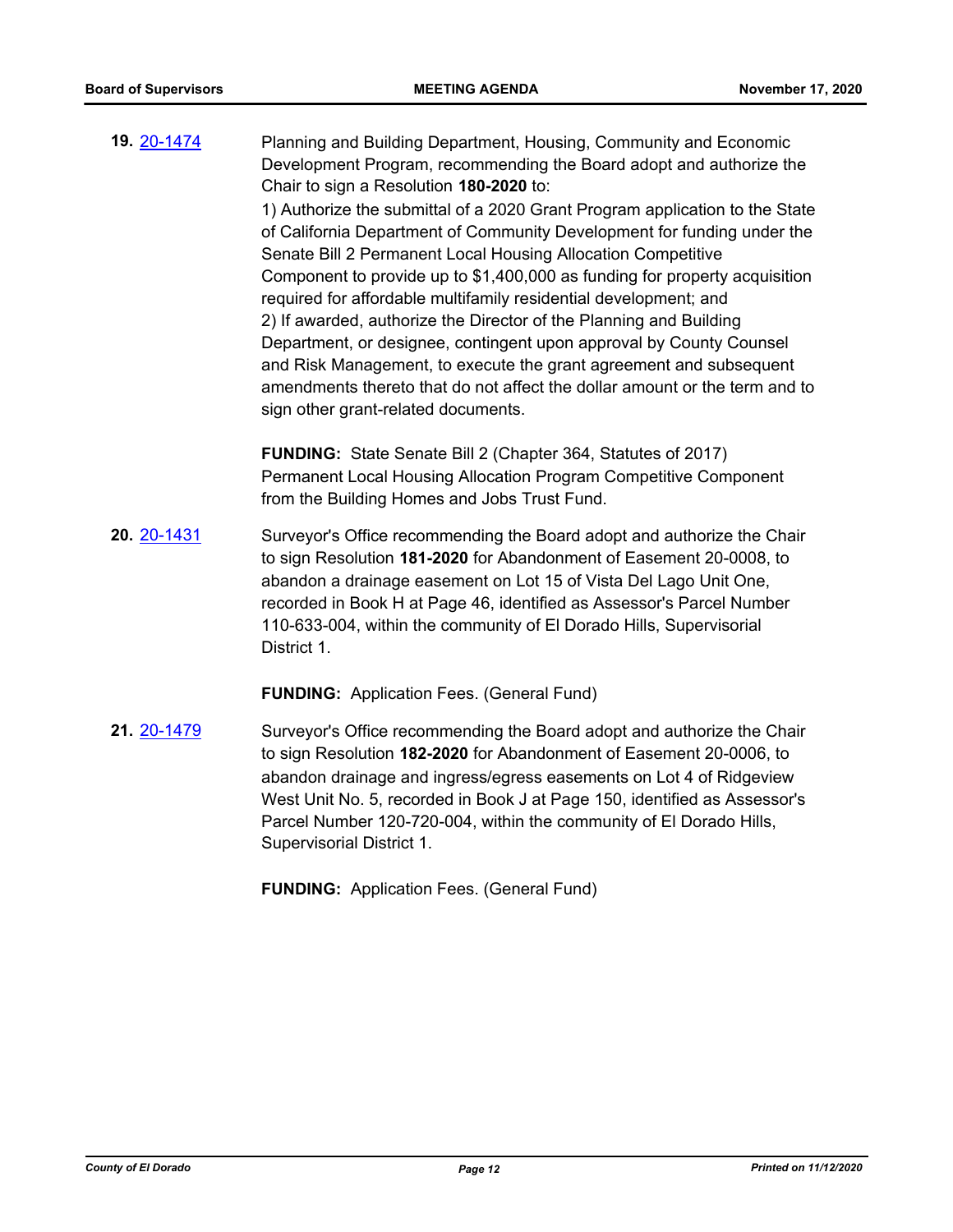**19.** 20-1474 Planning and Building Department, Housing, Community and Economic Development Program, recommending the Board adopt and authorize the Chair to sign a Resolution **180-2020** to:

1) Authorize the submittal of a 2020 Grant Program application to the State of California Department of Community Development for funding under the Senate Bill 2 Permanent Local Housing Allocation Competitive Component to provide up to $1,400,000 as funding for property acquisition required for affordable multifamily residential development; and

2) If awarded, authorize the Director of the Planning and Building Department, or designee, contingent upon approval by County Counsel and Risk Management, to execute the grant agreement and subsequent amendments thereto that do not affect the dollar amount or the term and to sign other grant-related documents.

**FUNDING:** State Senate Bill 2 (Chapter 364, Statutes of 2017) Permanent Local Housing Allocation Program Competitive Component from the Building Homes and Jobs Trust Fund.

**20.** 20-1431 Surveyor's Office recommending the Board adopt and authorize the Chair to sign Resolution **181-2020** for Abandonment of Easement 20-0008, to abandon a drainage easement on Lot 15 of Vista Del Lago Unit One, recorded in Book H at Page 46, identified as Assessor's Parcel Number 110-633-004, within the community of El Dorado Hills, Supervisorial District 1.

**FUNDING:** Application Fees. (General Fund)

**21.** 20-1479 Surveyor's Office recommending the Board adopt and authorize the Chair to sign Resolution **182-2020** for Abandonment of Easement 20-0006, to abandon drainage and ingress/egress easements on Lot 4 of Ridgeview West Unit No. 5, recorded in Book J at Page 150, identified as Assessor's Parcel Number 120-720-004, within the community of El Dorado Hills, Supervisorial District 1.

**FUNDING:** Application Fees. (General Fund)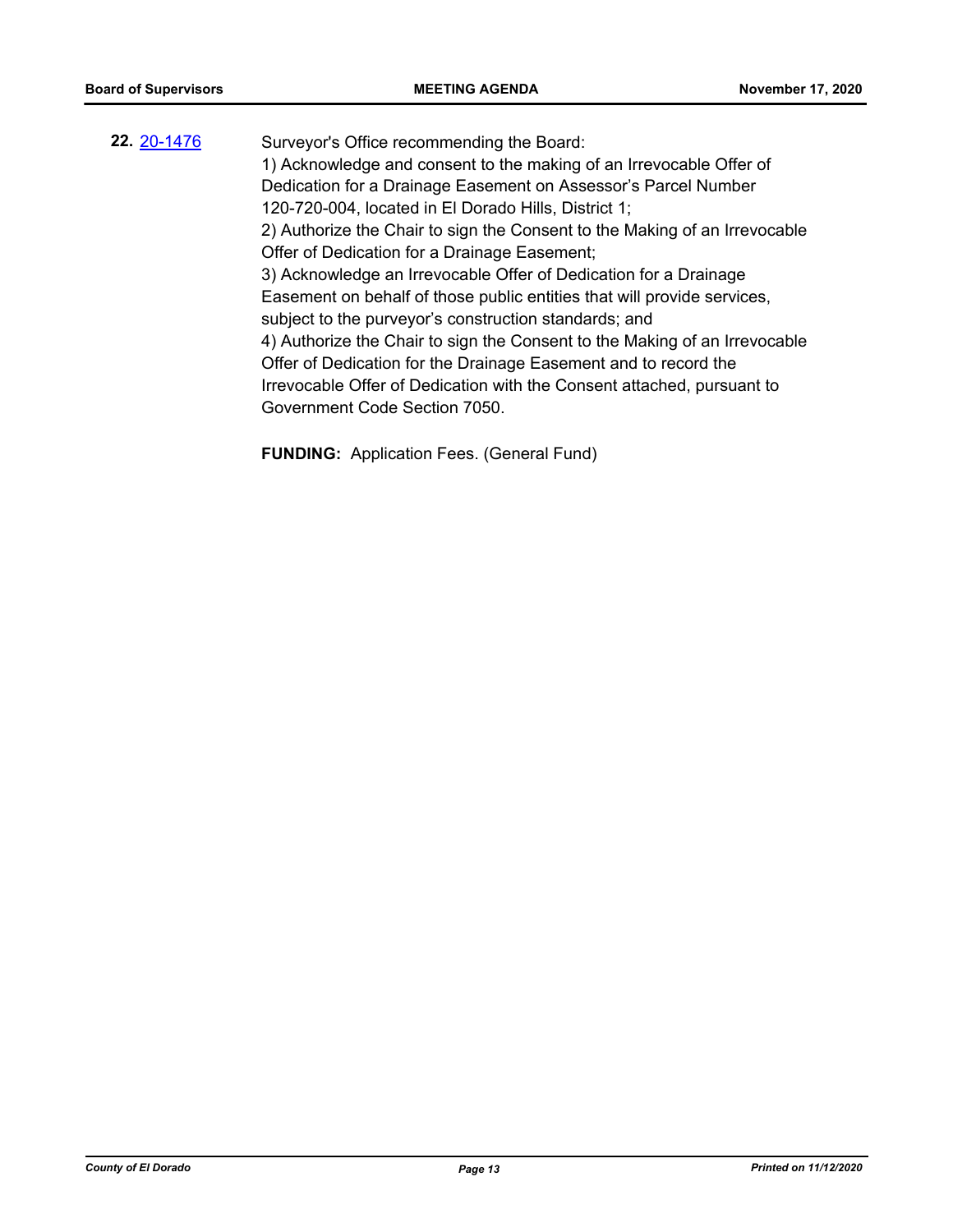**22.** [20-1476](20-1476)

Surveyor's Office recommending the Board:
1) Acknowledge and consent to the making of an Irrevocable Offer of Dedication for a Drainage Easement on Assessor's Parcel Number 120-720-004, located in El Dorado Hills, District 1;
2) Authorize the Chair to sign the Consent to the Making of an Irrevocable Offer of Dedication for a Drainage Easement;
3) Acknowledge an Irrevocable Offer of Dedication for a Drainage Easement on behalf of those public entities that will provide services, subject to the purveyor's construction standards; and
4) Authorize the Chair to sign the Consent to the Making of an Irrevocable Offer of Dedication for the Drainage Easement and to record the Irrevocable Offer of Dedication with the Consent attached, pursuant to Government Code Section 7050.

**FUNDING:** Application Fees. (General Fund)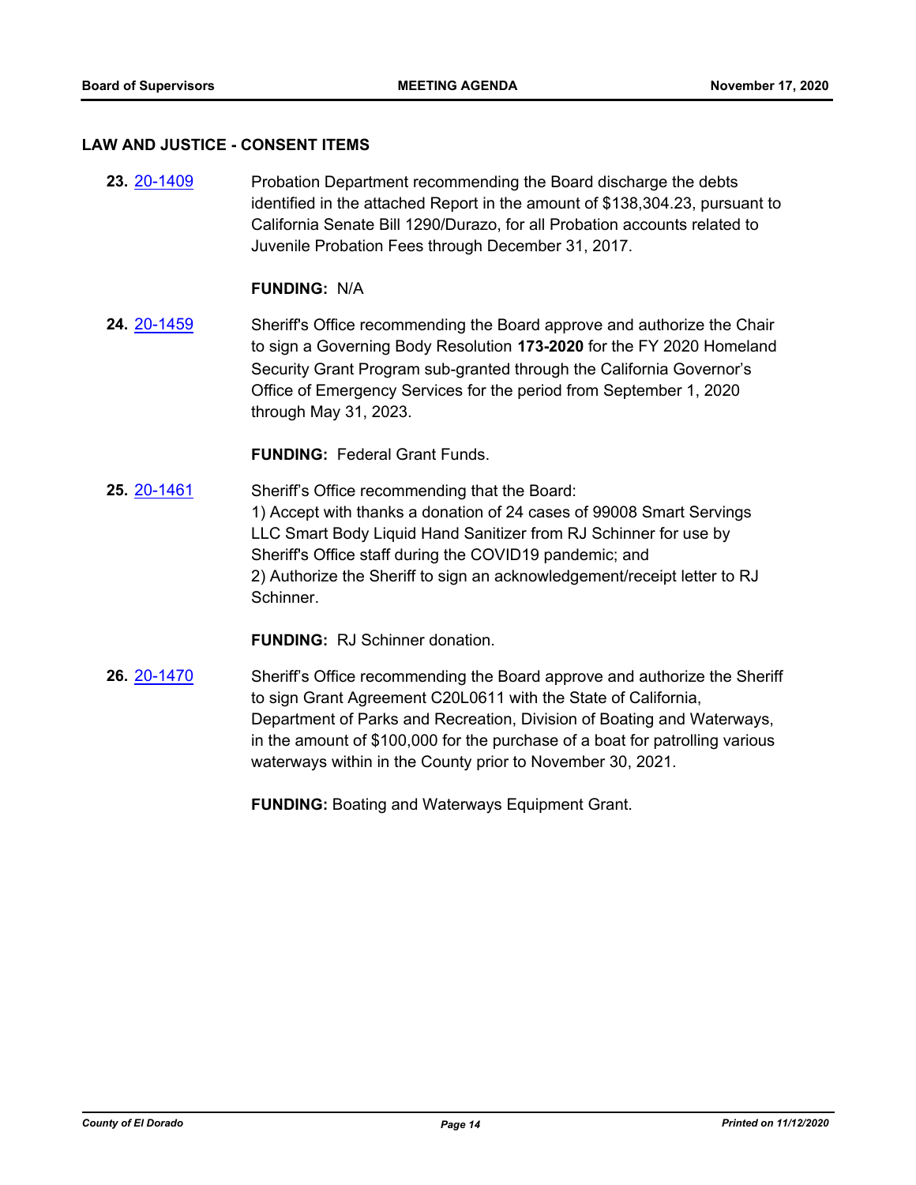## LAW AND JUSTICE - CONSENT ITEMS

**23.** 20-1409 Probation Department recommending the Board discharge the debts identified in the attached Report in the amount of $138,304.23, pursuant to California Senate Bill 1290/Durazo, for all Probation accounts related to Juvenile Probation Fees through December 31, 2017.

**FUNDING:** N/A

**24.** 20-1459 Sheriff's Office recommending the Board approve and authorize the Chair to sign a Governing Body Resolution **173-2020** for the FY 2020 Homeland Security Grant Program sub-granted through the California Governor's Office of Emergency Services for the period from September 1, 2020 through May 31, 2023.

**FUNDING:** Federal Grant Funds.

**25.** 20-1461 Sheriff's Office recommending that the Board:
1) Accept with thanks a donation of 24 cases of 99008 Smart Servings LLC Smart Body Liquid Hand Sanitizer from RJ Schinner for use by Sheriff's Office staff during the COVID19 pandemic; and
2) Authorize the Sheriff to sign an acknowledgement/receipt letter to RJ Schinner.

**FUNDING:** RJ Schinner donation.

**26.** 20-1470 Sheriff's Office recommending the Board approve and authorize the Sheriff to sign Grant Agreement C20L0611 with the State of California, Department of Parks and Recreation, Division of Boating and Waterways, in the amount of $100,000 for the purchase of a boat for patrolling various waterways within in the County prior to November 30, 2021.

**FUNDING:** Boating and Waterways Equipment Grant.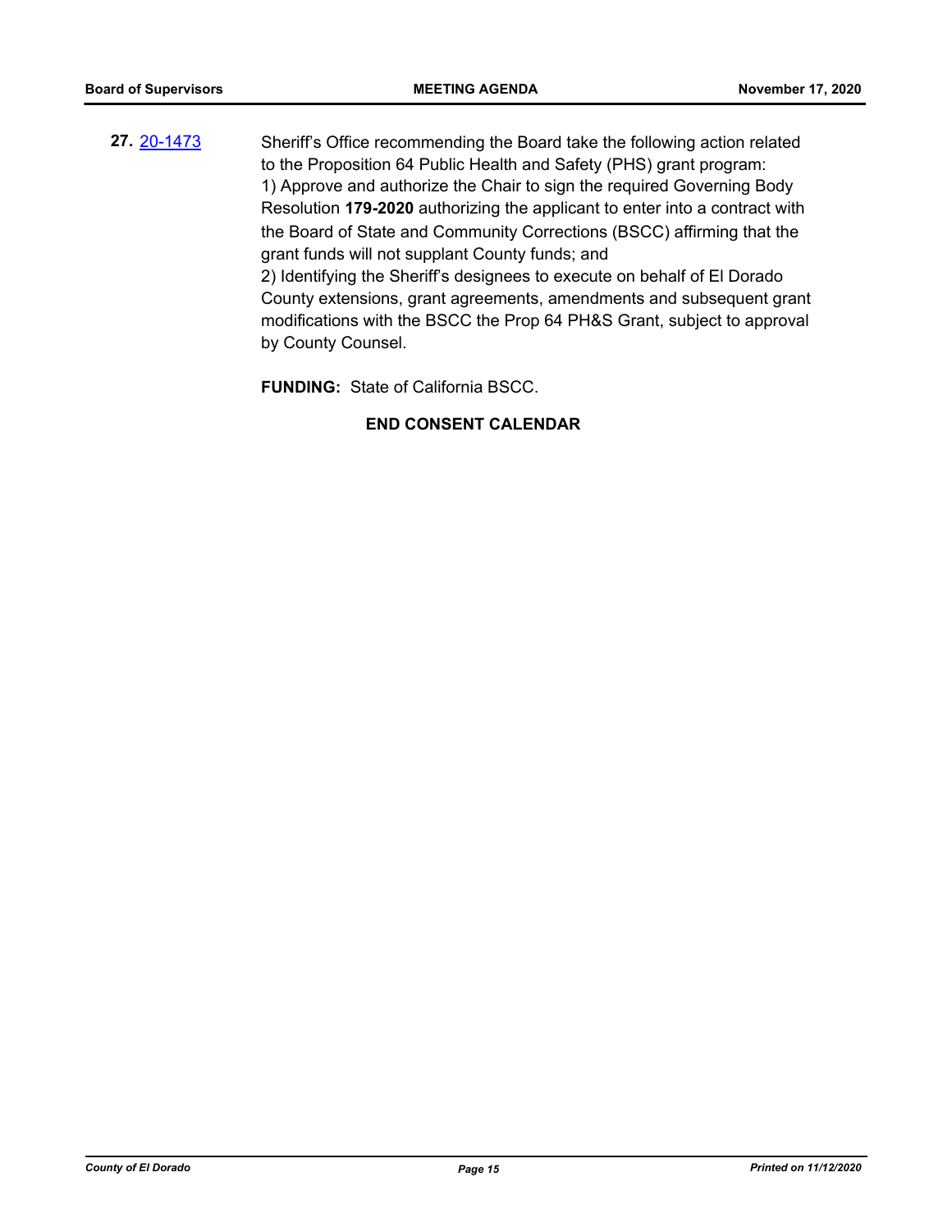**27.** [20-1473]

Sheriff's Office recommending the Board take the following action related to the Proposition 64 Public Health and Safety (PHS) grant program:
1) Approve and authorize the Chair to sign the required Governing Body Resolution **179-2020** authorizing the applicant to enter into a contract with the Board of State and Community Corrections (BSCC) affirming that the grant funds will not supplant County funds; and
2) Identifying the Sheriff's designees to execute on behalf of El Dorado County extensions, grant agreements, amendments and subsequent grant modifications with the BSCC the Prop 64 PH&S Grant, subject to approval by County Counsel.

**FUNDING:** State of California BSCC.

**END CONSENT CALENDAR**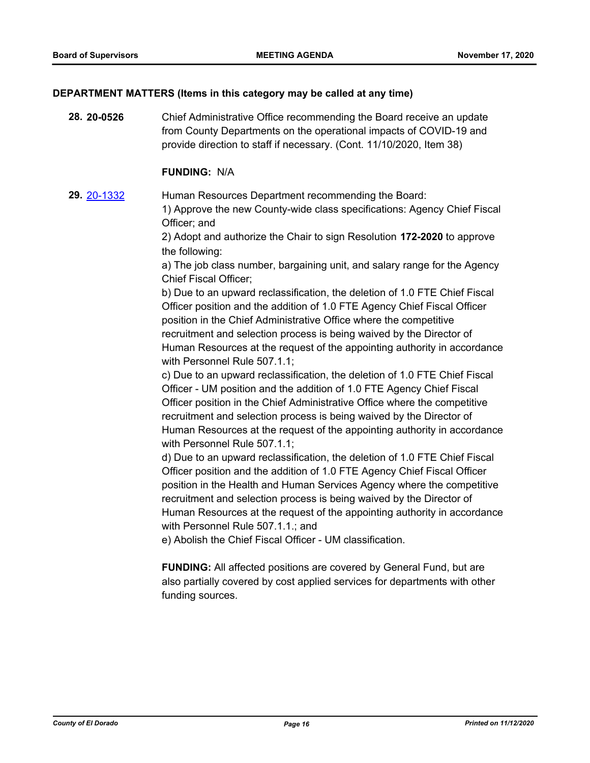## DEPARTMENT MATTERS (Items in this category may be called at any time)

**28. 20-0526**

Chief Administrative Office recommending the Board receive an update from County Departments on the operational impacts of COVID-19 and provide direction to staff if necessary. (Cont. 11/10/2020, Item 38)

**FUNDING:** N/A

**29. [20-1332](20-1332)**

Human Resources Department recommending the Board:

1) Approve the new County-wide class specifications: Agency Chief Fiscal Officer; and

2) Adopt and authorize the Chair to sign Resolution **172-2020** to approve the following:

a) The job class number, bargaining unit, and salary range for the Agency Chief Fiscal Officer;

b) Due to an upward reclassification, the deletion of 1.0 FTE Chief Fiscal Officer position and the addition of 1.0 FTE Agency Chief Fiscal Officer position in the Chief Administrative Office where the competitive recruitment and selection process is being waived by the Director of Human Resources at the request of the appointing authority in accordance with Personnel Rule 507.1.1;

c) Due to an upward reclassification, the deletion of 1.0 FTE Chief Fiscal Officer - UM position and the addition of 1.0 FTE Agency Chief Fiscal Officer position in the Chief Administrative Office where the competitive recruitment and selection process is being waived by the Director of Human Resources at the request of the appointing authority in accordance with Personnel Rule 507.1.1;

d) Due to an upward reclassification, the deletion of 1.0 FTE Chief Fiscal Officer position and the addition of 1.0 FTE Agency Chief Fiscal Officer position in the Health and Human Services Agency where the competitive recruitment and selection process is being waived by the Director of Human Resources at the request of the appointing authority in accordance with Personnel Rule 507.1.1.; and

e) Abolish the Chief Fiscal Officer - UM classification.

**FUNDING:** All affected positions are covered by General Fund, but are also partially covered by cost applied services for departments with other funding sources.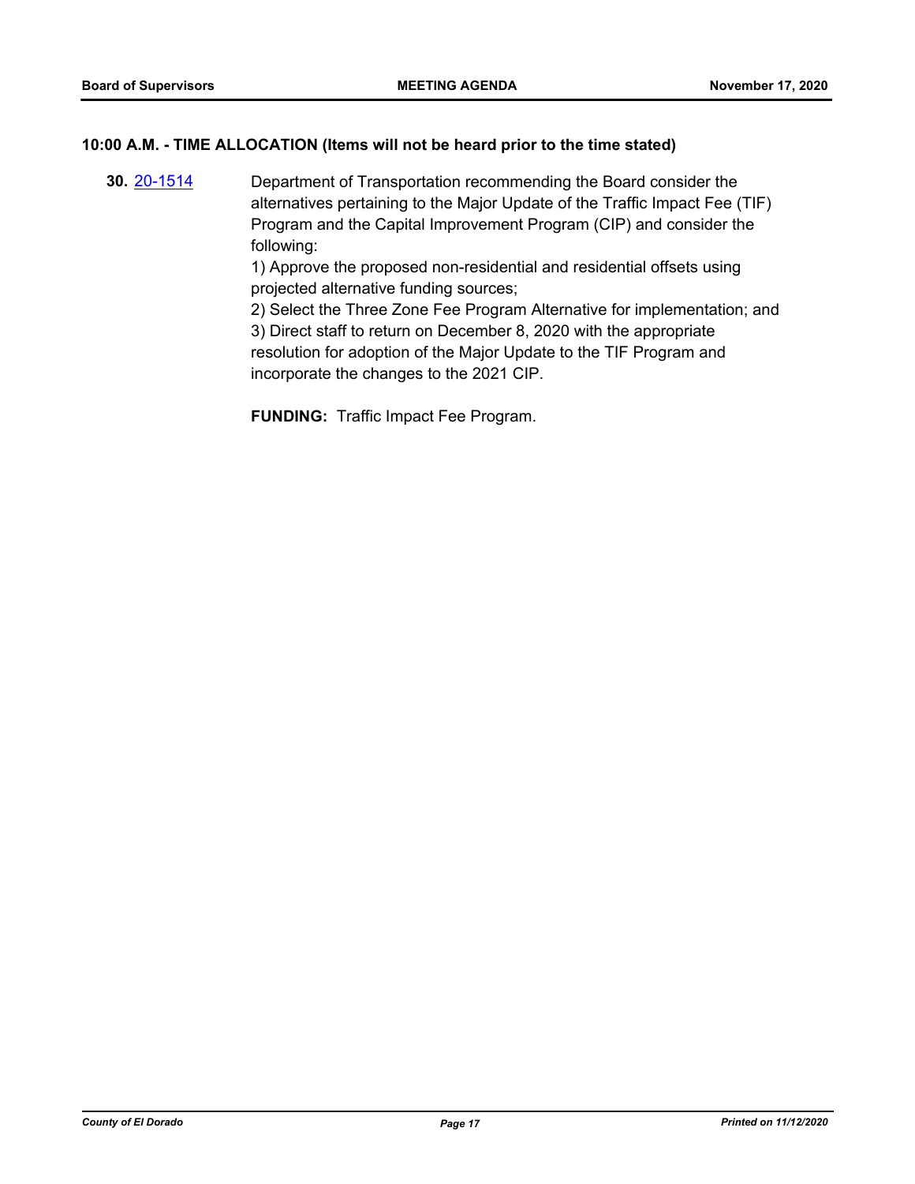### 10:00 A.M. - TIME ALLOCATION (Items will not be heard prior to the time stated)

**30.** 20-1514 Department of Transportation recommending the Board consider the alternatives pertaining to the Major Update of the Traffic Impact Fee (TIF) Program and the Capital Improvement Program (CIP) and consider the following:

1) Approve the proposed non-residential and residential offsets using projected alternative funding sources;

2) Select the Three Zone Fee Program Alternative for implementation; and

3) Direct staff to return on December 8, 2020 with the appropriate resolution for adoption of the Major Update to the TIF Program and incorporate the changes to the 2021 CIP.

**FUNDING:** Traffic Impact Fee Program.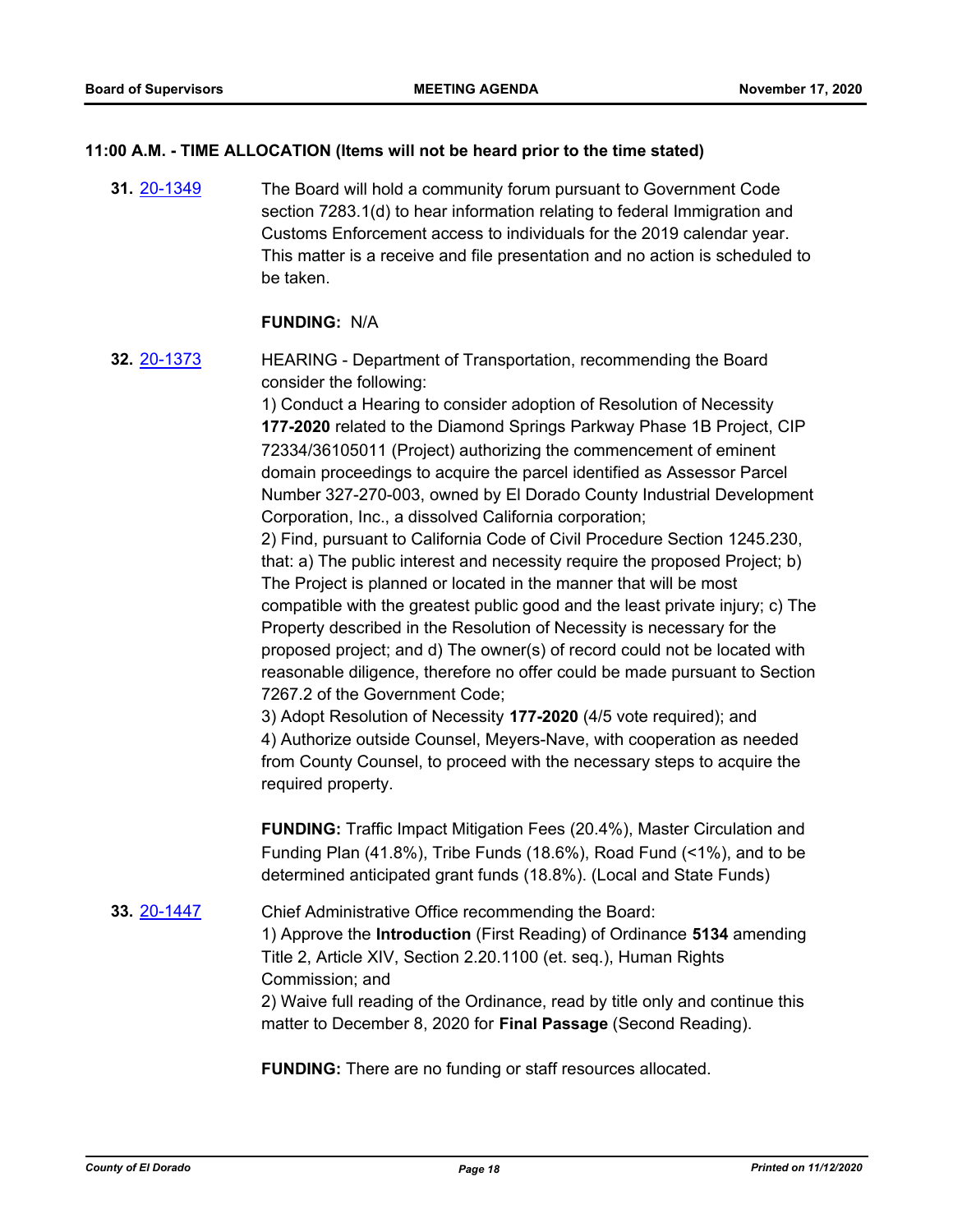**11:00 A.M. - TIME ALLOCATION (Items will not be heard prior to the time stated)**

**31.** [20-1349] The Board will hold a community forum pursuant to Government Code section 7283.1(d) to hear information relating to federal Immigration and Customs Enforcement access to individuals for the 2019 calendar year. This matter is a receive and file presentation and no action is scheduled to be taken.

**FUNDING:** N/A

**32.** [20-1373] HEARING - Department of Transportation, recommending the Board consider the following:

1) Conduct a Hearing to consider adoption of Resolution of Necessity **177-2020** related to the Diamond Springs Parkway Phase 1B Project, CIP 72334/36105011 (Project) authorizing the commencement of eminent domain proceedings to acquire the parcel identified as Assessor Parcel Number 327-270-003, owned by El Dorado County Industrial Development Corporation, Inc., a dissolved California corporation;

2) Find, pursuant to California Code of Civil Procedure Section 1245.230, that: a) The public interest and necessity require the proposed Project; b) The Project is planned or located in the manner that will be most compatible with the greatest public good and the least private injury; c) The Property described in the Resolution of Necessity is necessary for the proposed project; and d) The owner(s) of record could not be located with reasonable diligence, therefore no offer could be made pursuant to Section 7267.2 of the Government Code;

3) Adopt Resolution of Necessity **177-2020** (4/5 vote required); and

4) Authorize outside Counsel, Meyers-Nave, with cooperation as needed from County Counsel, to proceed with the necessary steps to acquire the required property.

**FUNDING:** Traffic Impact Mitigation Fees (20.4%), Master Circulation and Funding Plan (41.8%), Tribe Funds (18.6%), Road Fund (<1%), and to be determined anticipated grant funds (18.8%). (Local and State Funds)

**33.** [20-1447] Chief Administrative Office recommending the Board:

1) Approve the **Introduction** (First Reading) of Ordinance **5134** amending Title 2, Article XIV, Section 2.20.1100 (et. seq.), Human Rights Commission; and

2) Waive full reading of the Ordinance, read by title only and continue this matter to December 8, 2020 for **Final Passage** (Second Reading).

**FUNDING:** There are no funding or staff resources allocated.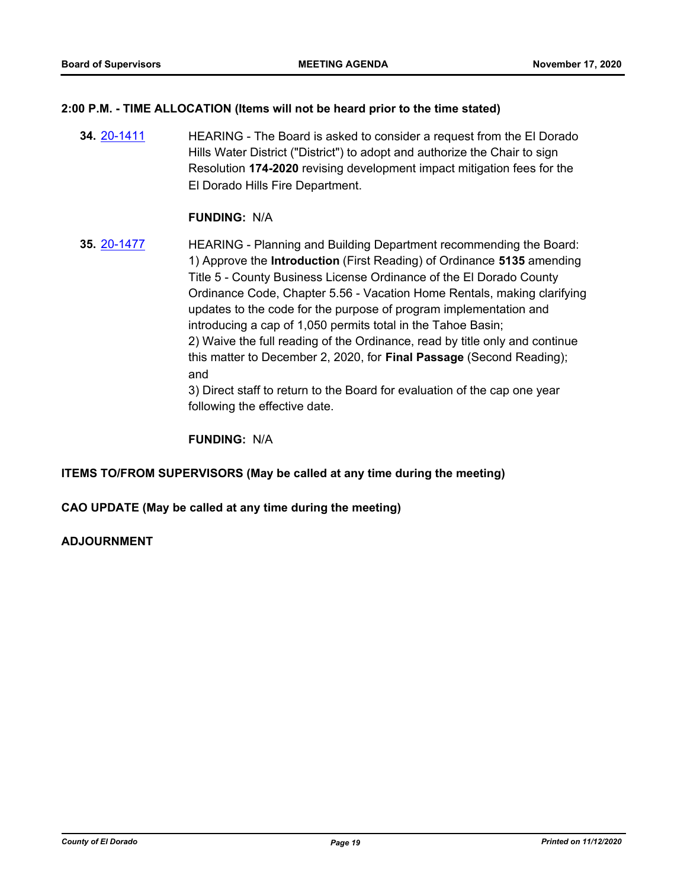**2:00 P.M. - TIME ALLOCATION (Items will not be heard prior to the time stated)**

**34.** 20-1411 HEARING - The Board is asked to consider a request from the El Dorado Hills Water District ("District") to adopt and authorize the Chair to sign Resolution **174-2020** revising development impact mitigation fees for the El Dorado Hills Fire Department.

**FUNDING:** N/A

**35.** 20-1477 HEARING - Planning and Building Department recommending the Board:
1) Approve the **Introduction** (First Reading) of Ordinance **5135** amending Title 5 - County Business License Ordinance of the El Dorado County Ordinance Code, Chapter 5.56 - Vacation Home Rentals, making clarifying updates to the code for the purpose of program implementation and introducing a cap of 1,050 permits total in the Tahoe Basin;
2) Waive the full reading of the Ordinance, read by title only and continue this matter to December 2, 2020, for **Final Passage** (Second Reading); and
3) Direct staff to return to the Board for evaluation of the cap one year following the effective date.

**FUNDING:** N/A

**ITEMS TO/FROM SUPERVISORS (May be called at any time during the meeting)**

**CAO UPDATE (May be called at any time during the meeting)**

**ADJOURNMENT**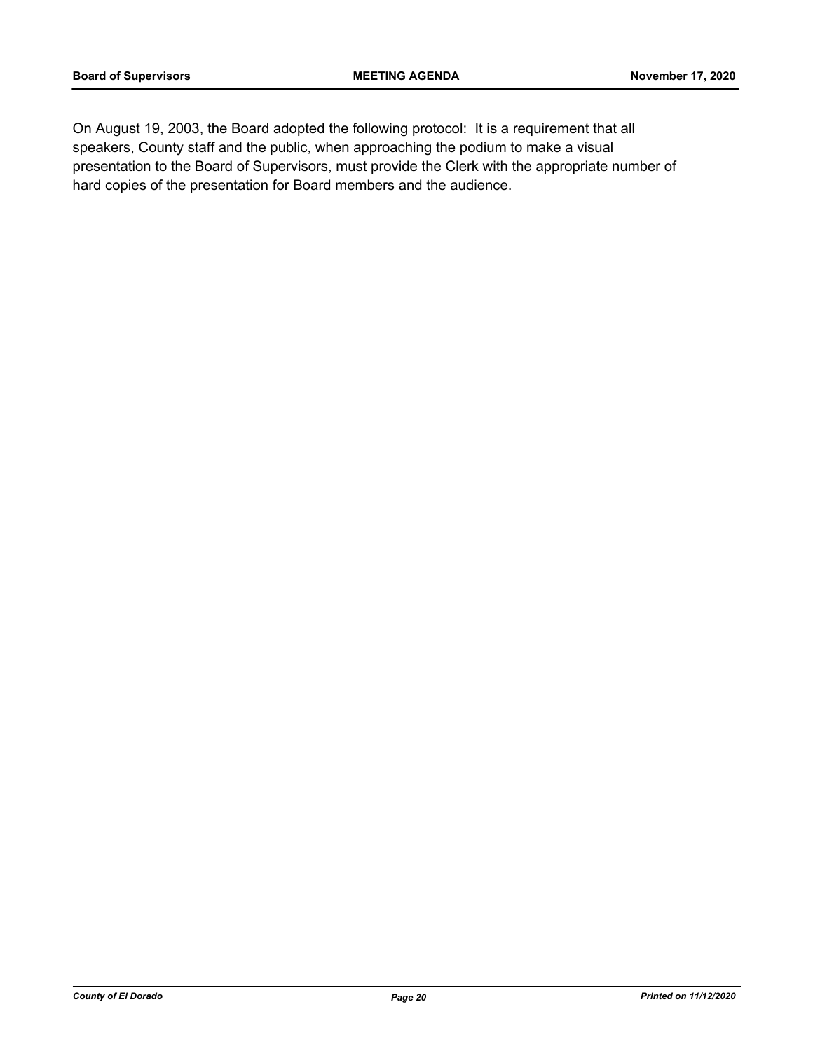On August 19, 2003, the Board adopted the following protocol: It is a requirement that all speakers, County staff and the public, when approaching the podium to make a visual presentation to the Board of Supervisors, must provide the Clerk with the appropriate number of hard copies of the presentation for Board members and the audience.